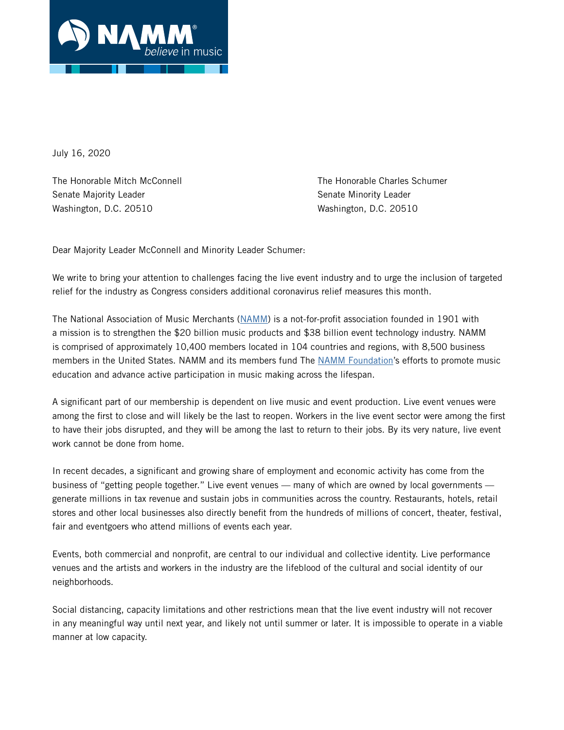July 16, 2020

The Honorable Mitch McConnell
Senate Majority Leader
Washington, D.C. 20510

The Honorable Charles Schumer
Senate Minority Leader
Washington, D.C. 20510

Dear Majority Leader McConnell and Minority Leader Schumer:

We write to bring your attention to challenges facing the live event industry and to urge the inclusion of targeted relief for the industry as Congress considers additional coronavirus relief measures this month.

The National Association of Music Merchants (NAMM) is a not-for-profit association founded in 1901 with a mission is to strengthen the $20 billion music products and $38 billion event technology industry. NAMM is comprised of approximately 10,400 members located in 104 countries and regions, with 8,500 business members in the United States. NAMM and its members fund The NAMM Foundation's efforts to promote music education and advance active participation in music making across the lifespan.

A significant part of our membership is dependent on live music and event production. Live event venues were among the first to close and will likely be the last to reopen. Workers in the live event sector were among the first to have their jobs disrupted, and they will be among the last to return to their jobs. By its very nature, live event work cannot be done from home.

In recent decades, a significant and growing share of employment and economic activity has come from the business of "getting people together." Live event venues — many of which are owned by local governments — generate millions in tax revenue and sustain jobs in communities across the country. Restaurants, hotels, retail stores and other local businesses also directly benefit from the hundreds of millions of concert, theater, festival, fair and eventgoers who attend millions of events each year.

Events, both commercial and nonprofit, are central to our individual and collective identity. Live performance venues and the artists and workers in the industry are the lifeblood of the cultural and social identity of our neighborhoods.

Social distancing, capacity limitations and other restrictions mean that the live event industry will not recover in any meaningful way until next year, and likely not until summer or later. It is impossible to operate in a viable manner at low capacity.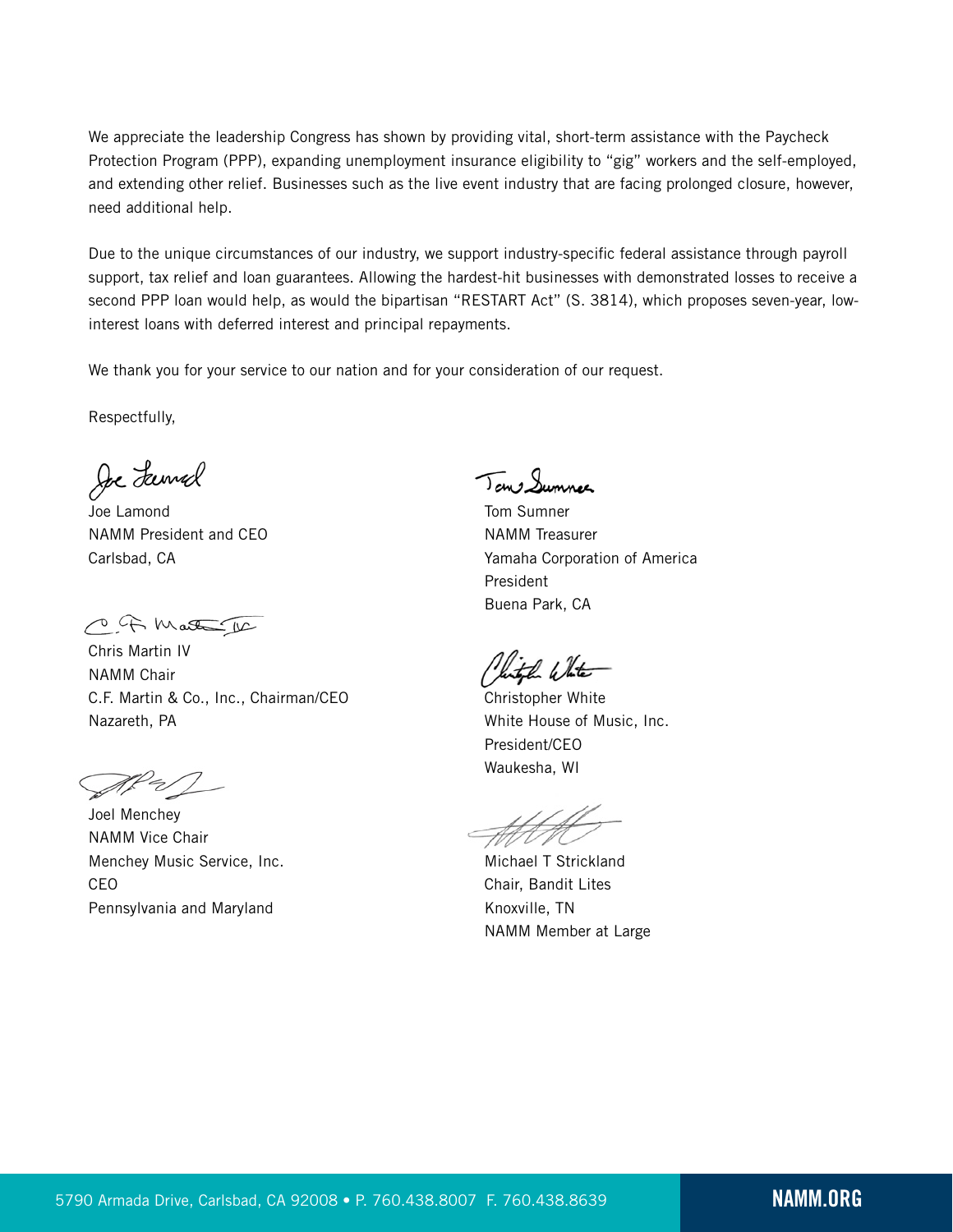We appreciate the leadership Congress has shown by providing vital, short-term assistance with the Paycheck Protection Program (PPP), expanding unemployment insurance eligibility to "gig" workers and the self-employed, and extending other relief. Businesses such as the live event industry that are facing prolonged closure, however, need additional help.

Due to the unique circumstances of our industry, we support industry-specific federal assistance through payroll support, tax relief and loan guarantees. Allowing the hardest-hit businesses with demonstrated losses to receive a second PPP loan would help, as would the bipartisan "RESTART Act" (S. 3814), which proposes seven-year, low-interest loans with deferred interest and principal repayments.

We thank you for your service to our nation and for your consideration of our request.

Respectfully,

Joe Lamond
NAMM President and CEO
Carlsbad, CA

Chris Martin IV
NAMM Chair
C.F. Martin & Co., Inc., Chairman/CEO
Nazareth, PA

Joel Menchey
NAMM Vice Chair
Menchey Music Service, Inc.
CEO
Pennsylvania and Maryland

Tom Sumner
NAMM Treasurer
Yamaha Corporation of America
President
Buena Park, CA

Christopher White
White House of Music, Inc.
President/CEO
Waukesha, WI

Michael T Strickland
Chair, Bandit Lites
Knoxville, TN
NAMM Member at Large

5790 Armada Drive, Carlsbad, CA 92008 • P. 760.438.8007 F. 760.438.8639

NAMM.ORG